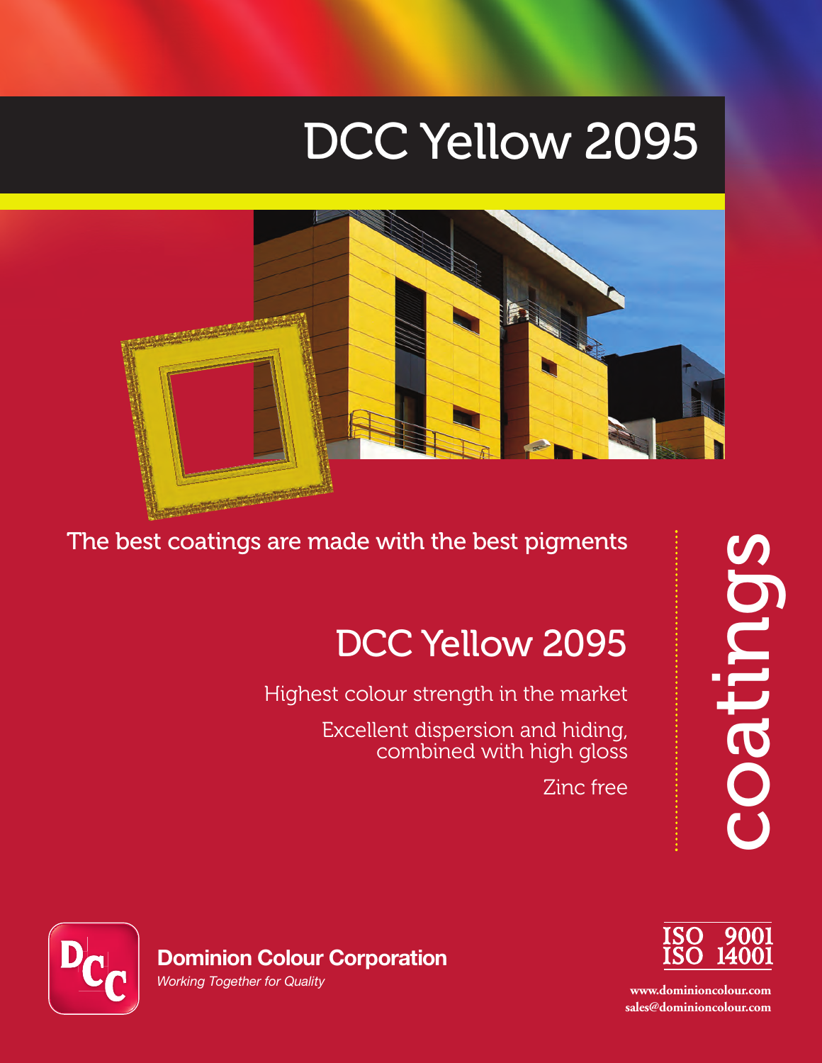# DCC Yellow 2095

The best coatings are made with the best pigments

## DCC Yellow 2095

Highest colour strength in the market

Excellent dispersion and hiding, combined with high gloss

Zinc free

coatings

**Dominion Colour Corporation**

*Working Together for Quality*

ISO 9001
ISO 14001

www.dominioncolour.com
sales@dominioncolour.com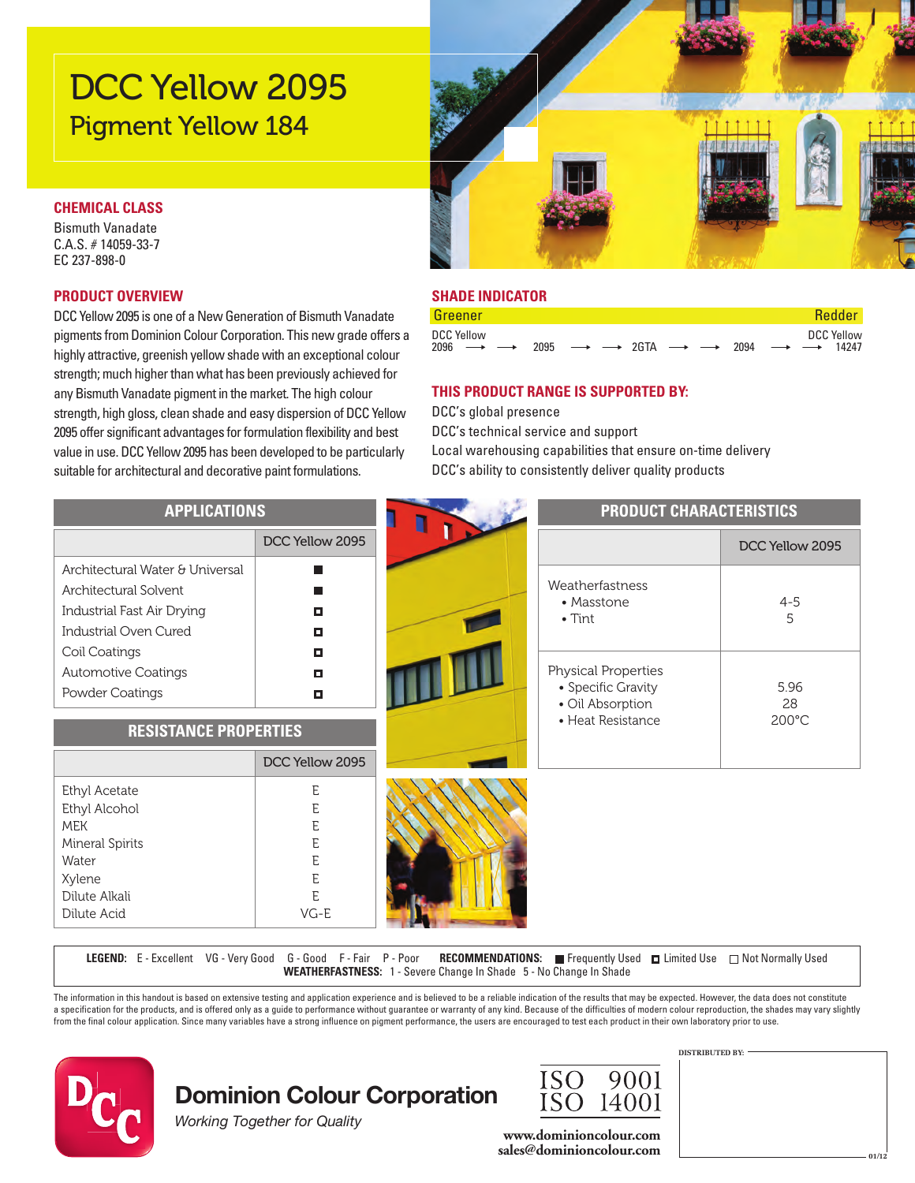# DCC Yellow 2095

## Pigment Yellow 184

### CHEMICAL CLASS

Bismuth Vanadate
C.A.S. # 14059-33-7
EC 237-898-0

### PRODUCT OVERVIEW

DCC Yellow 2095 is one of a New Generation of Bismuth Vanadate pigments from Dominion Colour Corporation. This new grade offers a highly attractive, greenish yellow shade with an exceptional colour strength; much higher than what has been previously achieved for any Bismuth Vanadate pigment in the market. The high colour strength, high gloss, clean shade and easy dispersion of DCC Yellow 2095 offer significant advantages for formulation flexibility and best value in use. DCC Yellow 2095 has been developed to be particularly suitable for architectural and decorative paint formulations.

### SHADE INDICATOR

Greener → Redder

DCC Yellow 2096 → 2095 → 2GTA → 2094 → DCC Yellow 14247

### THIS PRODUCT RANGE IS SUPPORTED BY:

DCC's global presence
DCC's technical service and support
Local warehousing capabilities that ensure on-time delivery
DCC's ability to consistently deliver quality products

### APPLICATIONS

| | DCC Yellow 2095 |
|---|---|
| Architectural Water & Universal | ■ |
| Architectural Solvent | ■ |
| Industrial Fast Air Drying | ◘ |
| Industrial Oven Cured | ◘ |
| Coil Coatings | ◘ |
| Automotive Coatings | ◘ |
| Powder Coatings | ◘ |

### RESISTANCE PROPERTIES

| | DCC Yellow 2095 |
|---|---|
| Ethyl Acetate | E |
| Ethyl Alcohol | E |
| MEK | E |
| Mineral Spirits | E |
| Water | E |
| Xylene | E |
| Dilute Alkali | E |
| Dilute Acid | VG-E |

### PRODUCT CHARACTERISTICS

| | DCC Yellow 2095 |
|---|---|
| Weatherfastness | |
| • Masstone | 4-5 |
| • Tint | 5 |
| Physical Properties | |
| • Specific Gravity | 5.96 |
| • Oil Absorption | 28 |
| • Heat Resistance | 200°C |

**LEGEND:** E - Excellent VG - Very Good G - Good F - Fair P - Poor **RECOMMENDATIONS:** ■ Frequently Used ◘ Limited Use □ Not Normally Used
**WEATHERFASTNESS:** 1 - Severe Change In Shade 5 - No Change In Shade

The information in this handout is based on extensive testing and application experience and is believed to be a reliable indication of the results that may be expected. However, the data does not constitute a specification for the products, and is offered only as a guide to performance without guarantee or warranty of any kind. Because of the difficulties of modern colour reproduction, the shades may vary slightly from the final colour application. Since many variables have a strong influence on pigment performance, the users are encouraged to test each product in their own laboratory prior to use.

**Dominion Colour Corporation**
*Working Together for Quality*

ISO 9001
ISO 14001

www.dominioncolour.com
sales@dominioncolour.com

DISTRIBUTED BY:

01/12